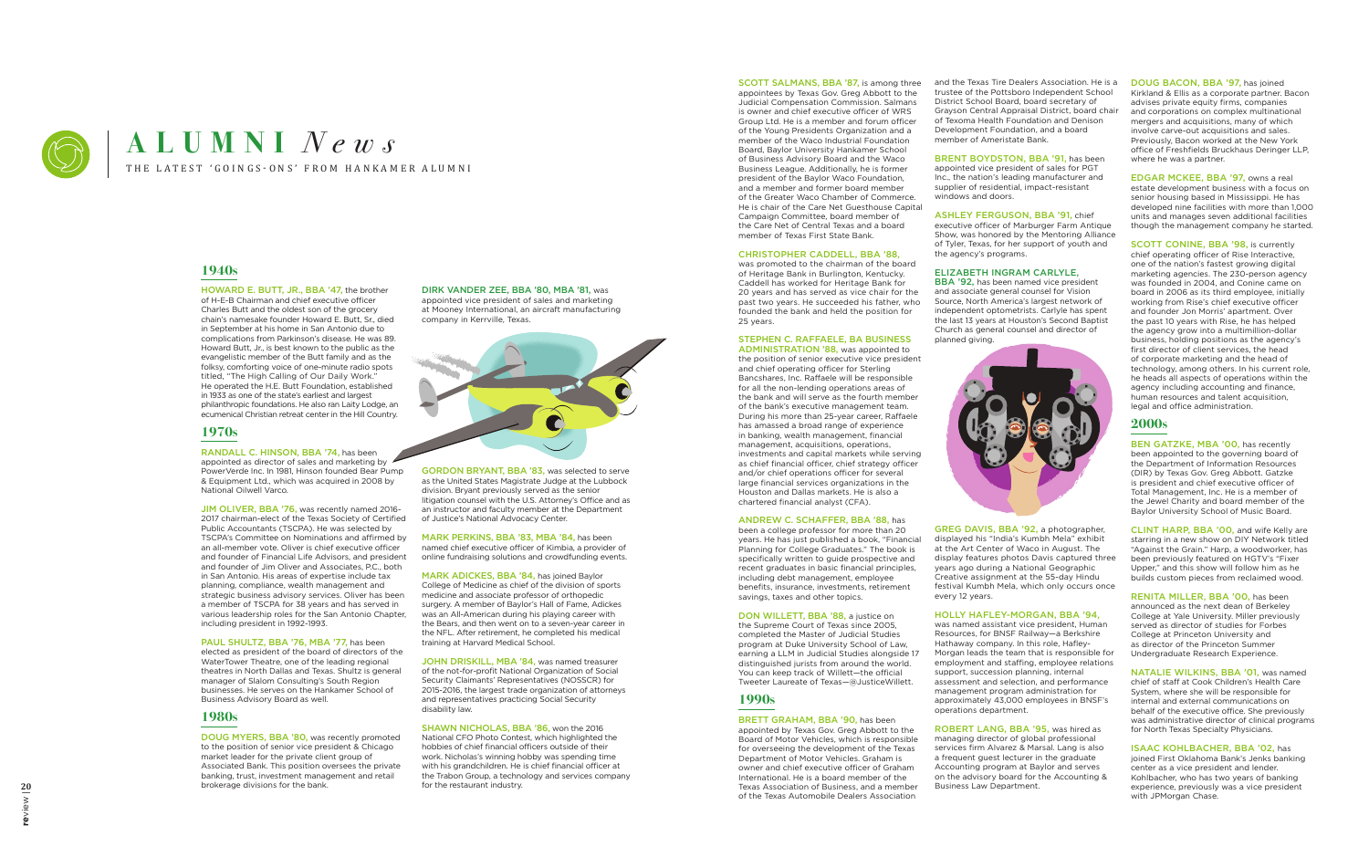# ALUMNI *News*

THE LATEST 'GOINGS-ONS' FROM HANKAMER ALUMNI

## 1940s

HOWARD E. BUTT, JR., BBA '47, the brother of H-E-B Chairman and chief executive officer Charles Butt and the oldest son of the grocery chain's namesake founder Howard E. Butt, Sr., died in September at his home in San Antonio due to complications from Parkinson's disease. He was 89. Howard Butt, Jr., is best known to the public as the evangelistic member of the Butt family and as the folksy, comforting voice of one-minute radio spots titled, "The High Calling of Our Daily Work." He operated the H.E. Butt Foundation, established in 1933 as one of the state's earliest and largest philanthropic foundations. He also ran Laity Lodge, an ecumenical Christian retreat center in the Hill Country.

## 1970s

RANDALL C. HINSON, BBA '74, has been appointed as director of sales and marketing by PowerVerde Inc. In 1981, Hinson founded Bear Pump & Equipment Ltd., which was acquired in 2008 by National Oilwell Varco.

JIM OLIVER, BBA '76, was recently named 2016-2017 chairman-elect of the Texas Society of Certified Public Accountants (TSCPA). He was selected by TSCPA's Committee on Nominations and affirmed by an all-member vote. Oliver is chief executive officer and founder of Financial Life Advisors, and president and founder of Jim Oliver and Associates, P.C., both in San Antonio. His areas of expertise include tax planning, compliance, wealth management and strategic business advisory services. Oliver has been a member of TSCPA for 38 years and has served in various leadership roles for the San Antonio Chapter, including president in 1992-1993.

PAUL SHULTZ, BBA '76, MBA '77, has been elected as president of the board of directors of the WaterTower Theatre, one of the leading regional theatres in North Dallas and Texas. Shultz is general manager of Slalom Consulting's South Region businesses. He serves on the Hankamer School of Business Advisory Board as well.

## 1980s

DOUG MYERS, BBA '80, was recently promoted to the position of senior vice president & Chicago market leader for the private client group of Associated Bank. This position oversees the private banking, trust, investment management and retail brokerage divisions for the bank.

DIRK VANDER ZEE, BBA '80, MBA '81, was appointed vice president of sales and marketing at Mooney International, an aircraft manufacturing company in Kerrville, Texas.

GORDON BRYANT, BBA '83, was selected to serve as the United States Magistrate Judge at the Lubbock division. Bryant previously served as the senior litigation counsel with the U.S. Attorney's Office and as an instructor and faculty member at the Department of Justice's National Advocacy Center.

MARK PERKINS, BBA '83, MBA '84, has been named chief executive officer of Kimbia, a provider of online fundraising solutions and crowdfunding events.

MARK ADICKES, BBA '84, has joined Baylor College of Medicine as chief of the division of sports medicine and associate professor of orthopedic surgery. A member of Baylor's Hall of Fame, Adickes was an All-American during his playing career with the Bears, and then went on to a seven-year career in the NFL. After retirement, he completed his medical training at Harvard Medical School.

JOHN DRISKILL, MBA '84, was named treasurer of the not-for-profit National Organization of Social Security Claimants' Representatives (NOSSCR) for 2015-2016, the largest trade organization of attorneys and representatives practicing Social Security disability law.

SHAWN NICHOLAS, BBA '86, won the 2016 National CFO Photo Contest, which highlighted the hobbies of chief financial officers outside of their work. Nicholas's winning hobby was spending time with his grandchildren. He is chief financial officer at the Trabon Group, a technology and services company for the restaurant industry.

SCOTT SALMANS, BBA '87, is among three appointees by Texas Gov. Greg Abbott to the Judicial Compensation Commission. Salmans is owner and chief executive officer of WRS Group Ltd. He is a member and forum officer of the Young Presidents Organization and a member of the Waco Industrial Foundation Board, Baylor University Hankamer School of Business Advisory Board and the Waco Business League. Additionally, he is former president of the Baylor Waco Foundation, and a member and former board member of the Greater Waco Chamber of Commerce. He is chair of the Care Net Guesthouse Capital Campaign Committee, board member of the Care Net of Central Texas and a board member of Texas First State Bank.

CHRISTOPHER CADDELL, BBA '88, was promoted to the chairman of the board of Heritage Bank in Burlington, Kentucky. Caddell has worked for Heritage Bank for 20 years and has served as vice chair for the past two years. He succeeded his father, who founded the bank and held the position for 25 years.

STEPHEN C. RAFFAELE, BA BUSINESS ADMINISTRATION '88, was appointed to the position of senior executive vice president and chief operating officer for Sterling Bancshares, Inc. Raffaele will be responsible for all the non-lending operations areas of the bank and will serve as the fourth member of the bank's executive management team. During his more than 25-year career, Raffaele has amassed a broad range of experience in banking, wealth management, financial management, acquisitions, operations, investments and capital markets while serving as chief financial officer, chief strategy officer and/or chief operations officer for several large financial services organizations in the Houston and Dallas markets. He is also a chartered financial analyst (CFA).

ANDREW C. SCHAFFER, BBA '88, has been a college professor for more than 20 years. He has just published a book, "Financial Planning for College Graduates." The book is specifically written to guide prospective and recent graduates in basic financial principles, including debt management, employee benefits, insurance, investments, retirement savings, taxes and other topics.

DON WILLETT, BBA '88, a justice on the Supreme Court of Texas since 2005, completed the Master of Judicial Studies program at Duke University School of Law, earning a LLM in Judicial Studies alongside 17 distinguished jurists from around the world. You can keep track of Willett—the official Tweeter Laureate of Texas—@JusticeWillett.

## 1990s

BRETT GRAHAM, BBA '90, has been appointed by Texas Gov. Greg Abbott to the Board of Motor Vehicles, which is responsible for overseeing the development of the Texas Department of Motor Vehicles. Graham is owner and chief executive officer of Graham International. He is a board member of the Texas Association of Business, and a member of the Texas Automobile Dealers Association and the Texas Tire Dealers Association. He is a trustee of the Pottsboro Independent School District School Board, board secretary of Grayson Central Appraisal District, board chair of Texoma Health Foundation and Denison Development Foundation, and a board member of Ameristate Bank.

BRENT BOYDSTON, BBA '91, has been appointed vice president of sales for PGT Inc., the nation's leading manufacturer and supplier of residential, impact-resistant windows and doors.

ASHLEY FERGUSON, BBA '91, chief executive officer of Marburger Farm Antique Show, was honored by the Mentoring Alliance of Tyler, Texas, for her support of youth and the agency's programs.

ELIZABETH INGRAM CARLYLE, BBA '92, has been named vice president and associate general counsel for Vision Source, North America's largest network of independent optometrists. Carlyle has spent the last 13 years at Houston's Second Baptist Church as general counsel and director of planned giving.

GREG DAVIS, BBA '92, a photographer, displayed his "India's Kumbh Mela" exhibit at the Art Center of Waco in August. The display features photos Davis captured three years ago during a National Geographic Creative assignment at the 55-day Hindu festival Kumbh Mela, which only occurs once every 12 years.

HOLLY HAFLEY-MORGAN, BBA '94, was named assistant vice president, Human Resources, for BNSF Railway—a Berkshire Hathaway company. In this role, Hafley-Morgan leads the team that is responsible for employment and staffing, employee relations support, succession planning, internal assessment and selection, and performance management program administration for approximately 43,000 employees in BNSF's operations department.

ROBERT LANG, BBA '95, was hired as managing director of global professional services firm Alvarez & Marsal. Lang is also a frequent guest lecturer in the graduate Accounting program at Baylor and serves on the advisory board for the Accounting & Business Law Department.

DOUG BACON, BBA '97, has joined Kirkland & Ellis as a corporate partner. Bacon advises private equity firms, companies and corporations on complex multinational mergers and acquisitions, many of which involve carve-out acquisitions and sales. Previously, Bacon worked at the New York office of Freshfields Bruckhaus Deringer LLP, where he was a partner.

EDGAR MCKEE, BBA '97, owns a real estate development business with a focus on senior housing based in Mississippi. He has developed nine facilities with more than 1,000 units and manages seven additional facilities though the management company he started.

SCOTT CONINE, BBA '98, is currently chief operating officer of Rise Interactive, one of the nation's fastest growing digital marketing agencies. The 230-person agency was founded in 2004, and Conine came on board in 2006 as its third employee, initially working from Rise's chief executive officer and founder Jon Morris' apartment. Over the past 10 years with Rise, he has helped the agency grow into a multimillion-dollar business, holding positions as the agency's first director of client services, the head of corporate marketing and the head of technology, among others. In his current role, he heads all aspects of operations within the agency including accounting and finance, human resources and talent acquisition, legal and office administration.

## 2000s

BEN GATZKE, MBA '00, has recently been appointed to the governing board of the Department of Information Resources (DIR) by Texas Gov. Greg Abbott. Gatzke is president and chief executive officer of Total Management, Inc. He is a member of the Jewel Charity and board member of the Baylor University School of Music Board.

CLINT HARP, BBA '00, and wife Kelly are starring in a new show on DIY Network titled "Against the Grain." Harp, a woodworker, has been previously featured on HGTV's "Fixer Upper," and this show will follow him as he builds custom pieces from reclaimed wood.

RENITA MILLER, BBA '00, has been announced as the next dean of Berkeley College at Yale University. Miller previously served as director of studies for Forbes College at Princeton University and as director of the Princeton Summer Undergraduate Research Experience.

NATALIE WILKINS, BBA '01, was named chief of staff at Cook Children's Health Care System, where she will be responsible for internal and external communications on behalf of the executive office. She previously was administrative director of clinical programs for North Texas Specialty Physicians.

ISAAC KOHLBACHER, BBA '02, has joined First Oklahoma Bank's Jenks banking center as a vice president and lender. Kohlbacher, who has two years of banking experience, previously was a vice president with JPMorgan Chase.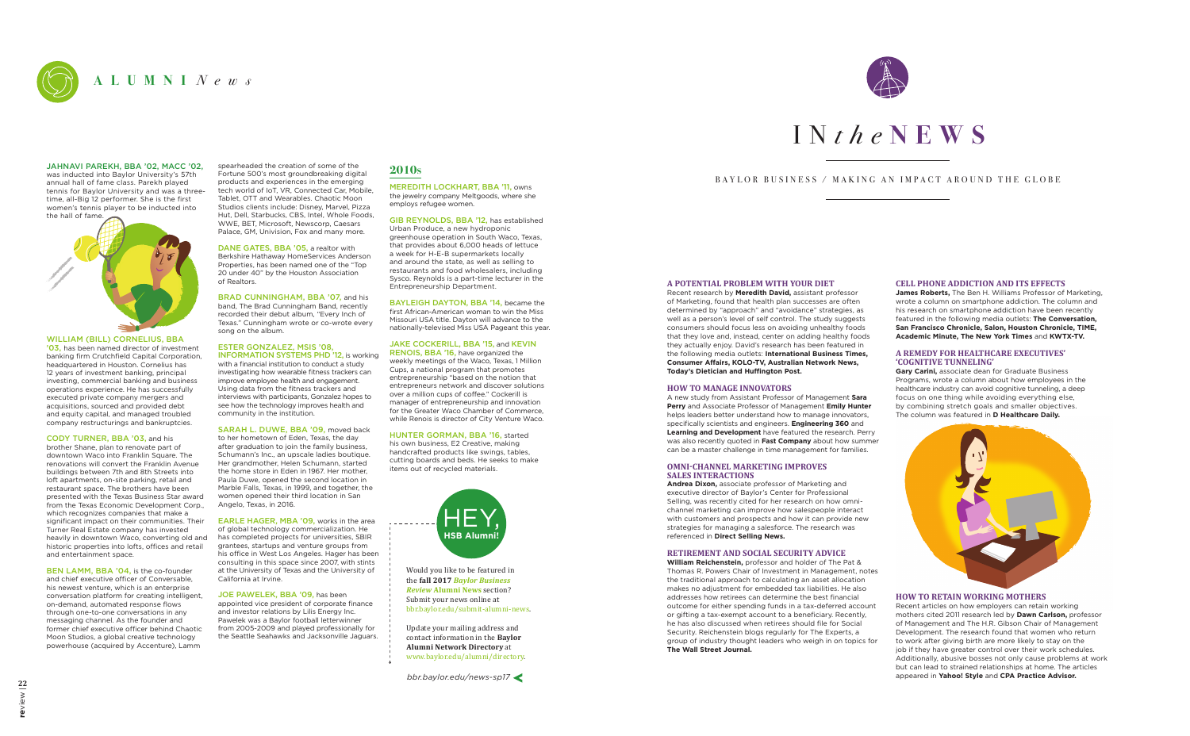# ALUMNI *News*

**JAHNAVI PAREKH, BBA '02, MACC '02,** was inducted into Baylor University's 57th annual hall of fame class. Parekh played tennis for Baylor University and was a three-time, all-Big 12 performer. She is the first women's tennis player to be inducted into the hall of fame.

**WILLIAM (BILL) CORNELIUS, BBA '03,** has been named director of investment banking firm Crutchfield Capital Corporation, headquartered in Houston. Cornelius has 12 years of investment banking, principal investing, commercial banking and business operations experience. He has successfully executed private company mergers and acquisitions, sourced and provided debt and equity capital, and managed troubled company restructurings and bankruptcies.

**CODY TURNER, BBA '03,** and his brother Shane, plan to renovate part of downtown Waco into Franklin Square. The renovations will convert the Franklin Avenue buildings between 7th and 8th Streets into loft apartments, on-site parking, retail and restaurant space. The brothers have been presented with the Texas Business Star award from the Texas Economic Development Corp., which recognizes companies that make a significant impact on their communities. Their Turner Real Estate company has invested heavily in downtown Waco, converting old and historic properties into lofts, offices and retail and entertainment space.

**BEN LAMM, BBA '04,** is the co-founder and chief executive officer of Conversable, his newest venture, which is an enterprise conversation platform for creating intelligent, on-demand, automated response flows through one-to-one conversations in any messaging channel. As the founder and former chief executive officer behind Chaotic Moon Studios, a global creative technology powerhouse (acquired by Accenture), Lamm spearheaded the creation of some of the Fortune 500's most groundbreaking digital products and experiences in the emerging tech world of IoT, VR, Connected Car, Mobile, Tablet, OTT and Wearables. Chaotic Moon Studios clients include: Disney, Marvel, Pizza Hut, Dell, Starbucks, CBS, Intel, Whole Foods, WWE, BET, Microsoft, Newscorp, Caesars Palace, GM, Univision, Fox and many more.

**DANE GATES, BBA '05,** a realtor with Berkshire Hathaway HomeServices Anderson Properties, has been named one of the "Top 20 under 40" by the Houston Association of Realtors.

**BRAD CUNNINGHAM, BBA '07,** and his band, The Brad Cunningham Band, recently recorded their debut album, "Every Inch of Texas." Cunningham wrote or co-wrote every song on the album.

**ESTER GONZALEZ, MSIS '08, INFORMATION SYSTEMS PHD '12,** is working with a financial institution to conduct a study investigating how wearable fitness trackers can improve employee health and engagement. Using data from the fitness trackers and interviews with participants, Gonzalez hopes to see how the technology improves health and community in the institution.

**SARAH L. DUWE, BBA '09,** moved back to her hometown of Eden, Texas, the day after graduation to join the family business, Schumann's Inc., an upscale ladies boutique. Her grandmother, Helen Schumann, started the home store in Eden in 1967. Her mother, Paula Duwe, opened the second location in Marble Falls, Texas, in 1999, and together, the women opened their third location in San Angelo, Texas, in 2016.

**EARLE HAGER, MBA '09,** works in the area of global technology commercialization. He has completed projects for universities, SBIR grantees, startups and venture groups from his office in West Los Angeles. Hager has been consulting in this space since 2007, with stints at the University of Texas and the University of California at Irvine.

**JOE PAWELEK, BBA '09,** has been appointed vice president of corporate finance and investor relations by Lilis Energy Inc. Pawelek was a Baylor football letterwinner from 2005-2009 and played professionally for the Seattle Seahawks and Jacksonville Jaguars.

## 2010s

**MEREDITH LOCKHART, BBA '11,** owns the jewelry company Meltgoods, where she employs refugee women.

**GIB REYNOLDS, BBA '12,** has established Urban Produce, a new hydroponic greenhouse operation in South Waco, Texas, that provides about 6,000 heads of lettuce a week for H-E-B supermarkets locally and around the state, as well as selling to restaurants and food wholesalers, including Sysco. Reynolds is a part-time lecturer in the Entrepreneurship Department.

**BAYLEIGH DAYTON, BBA '14,** became the first African-American woman to win the Miss Missouri USA title. Dayton will advance to the nationally-televised Miss USA Pageant this year.

**JAKE COCKERILL, BBA '15,** and **KEVIN RENOIS, BBA '16,** have organized the weekly meetings of the Waco, Texas, 1 Million Cups, a national program that promotes entrepreneurship "based on the notion that entrepreneurs network and discover solutions over a million cups of coffee." Cockerill is manager of entrepreneurship and innovation for the Greater Waco Chamber of Commerce, while Renois is director of City Venture Waco.

**HUNTER GORMAN, BBA '16,** started his own business, E2 Creative, making handcrafted products like swings, tables, cutting boards and beds. He seeks to make items out of recycled materials.

HEY, **HSB Alumni!**

Would you like to be featured in the **fall 2017** ***Baylor Business Review*** **Alumni News** section? Submit your news online at bbr.baylor.edu/submit-alumni-news.

Update your mailing address and contact information in the **Baylor Alumni Network Directory** at www.baylor.edu/alumni/directory.

bbr.baylor.edu/news-sp17

# IN *the* NEWS

BAYLOR BUSINESS / MAKING AN IMPACT AROUND THE GLOBE

### A POTENTIAL PROBLEM WITH YOUR DIET

Recent research by **Meredith David,** assistant professor of Marketing, found that health plan successes are often determined by "approach" and "avoidance" strategies, as well as a person's level of self control. The study suggests consumers should focus less on avoiding unhealthy foods that they love and, instead, center on adding healthy foods they actually enjoy. David's research has been featured in the following media outlets: **International Business Times, Consumer Affairs, KOLO-TV, Australian Network News, Today's Dietician and Huffington Post.**

### HOW TO MANAGE INNOVATORS

A new study from Assistant Professor of Management **Sara Perry** and Associate Professor of Management **Emily Hunter** helps leaders better understand how to manage innovators, specifically scientists and engineers. **Engineering 360** and **Learning and Development** have featured the research. Perry was also recently quoted in **Fast Company** about how summer can be a master challenge in time management for families.

### OMNI-CHANNEL MARKETING IMPROVES SALES INTERACTIONS

**Andrea Dixon,** associate professor of Marketing and executive director of Baylor's Center for Professional Selling, was recently cited for her research on how omni-channel marketing can improve how salespeople interact with customers and prospects and how it can provide new strategies for managing a salesforce. The research was referenced in **Direct Selling News.**

### RETIREMENT AND SOCIAL SECURITY ADVICE

**William Reichenstein,** professor and holder of The Pat & Thomas R. Powers Chair of Investment in Management, notes the traditional approach to calculating an asset allocation makes no adjustment for embedded tax liabilities. He also addresses how retirees can determine the best financial outcome for either spending funds in a tax-deferred account or gifting a tax-exempt account to a beneficiary. Recently, he has also discussed when retirees should file for Social Security. Reichenstein blogs regularly for The Experts, a group of industry thought leaders who weigh in on topics for **The Wall Street Journal.**

### CELL PHONE ADDICTION AND ITS EFFECTS

**James Roberts,** The Ben H. Williams Professor of Marketing, wrote a column on smartphone addiction. The column and his research on smartphone addiction have been recently featured in the following media outlets: **The Conversation, San Francisco Chronicle, Salon, Houston Chronicle, TIME, Academic Minute, The New York Times** and **KWTX-TV.**

### A REMEDY FOR HEALTHCARE EXECUTIVES' 'COGNITIVE TUNNELING'

**Gary Carini,** associate dean for Graduate Business Programs, wrote a column about how employees in the healthcare industry can avoid cognitive tunneling, a deep focus on one thing while avoiding everything else, by combining stretch goals and smaller objectives. The column was featured in **D Healthcare Daily.**

### HOW TO RETAIN WORKING MOTHERS

Recent articles on how employers can retain working mothers cited 2011 research led by **Dawn Carlson,** professor of Management and The H.R. Gibson Chair of Management Development. The research found that women who return to work after giving birth are more likely to stay on the job if they have greater control over their work schedules. Additionally, abusive bosses not only cause problems at work but can lead to strained relationships at home. The articles appeared in **Yahoo! Style** and **CPA Practice Advisor.**